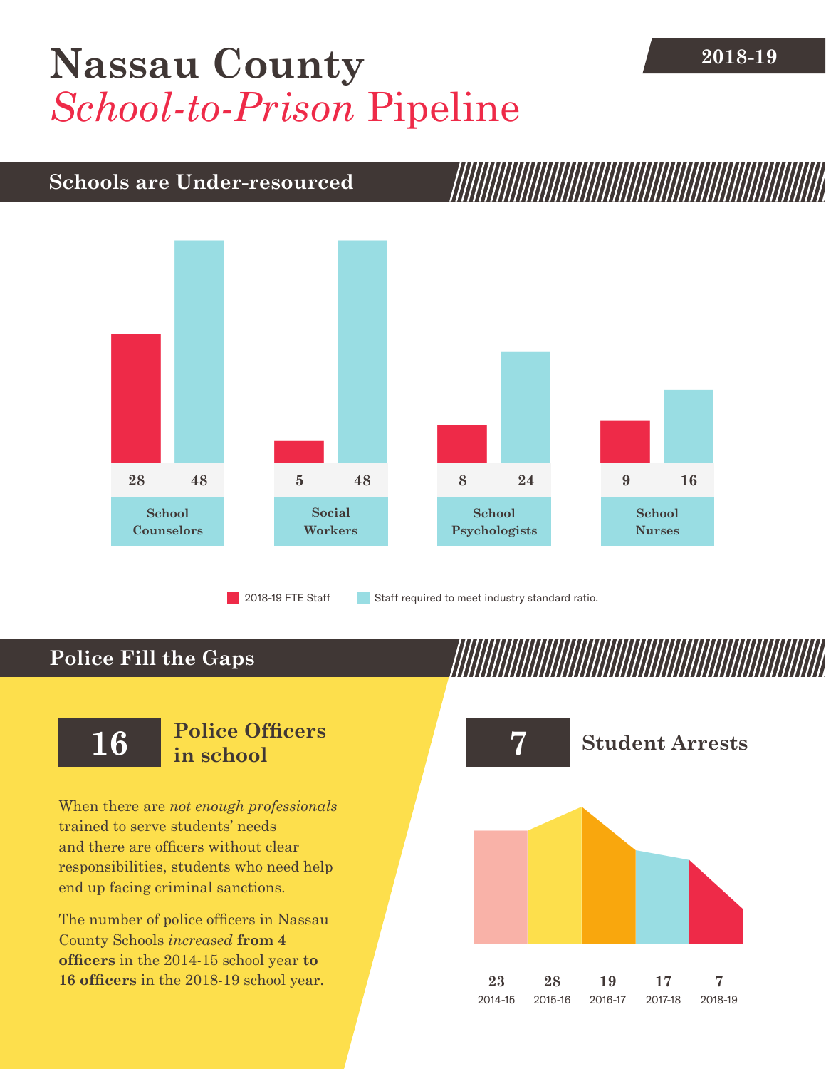# Nassau County *School-to-Prison* Pipeline

**2018-19**

## Schools are Under-resourced

| | 2018-19 FTE Staff | Staff required to meet industry standard ratio. |
|---|---|---|
| School Counselors | 28 | 48 |
| Social Workers | 5 | 48 |
| School Psychologists | 8 | 24 |
| School Nurses | 9 | 16 |

## Police Fill the Gaps

**16** **Police Officers in school**

When there are *not enough professionals* trained to serve students' needs and there are officers without clear responsibilities, students who need help end up facing criminal sanctions.

The number of police officers in Nassau County Schools *increased* **from 4 officers** in the 2014-15 school year **to 16 officers** in the 2018-19 school year.

**7** **Student Arrests**

| 2014-15 | 2015-16 | 2016-17 | 2017-18 | 2018-19 |
|---|---|---|---|---|
| 23 | 28 | 19 | 17 | 7 |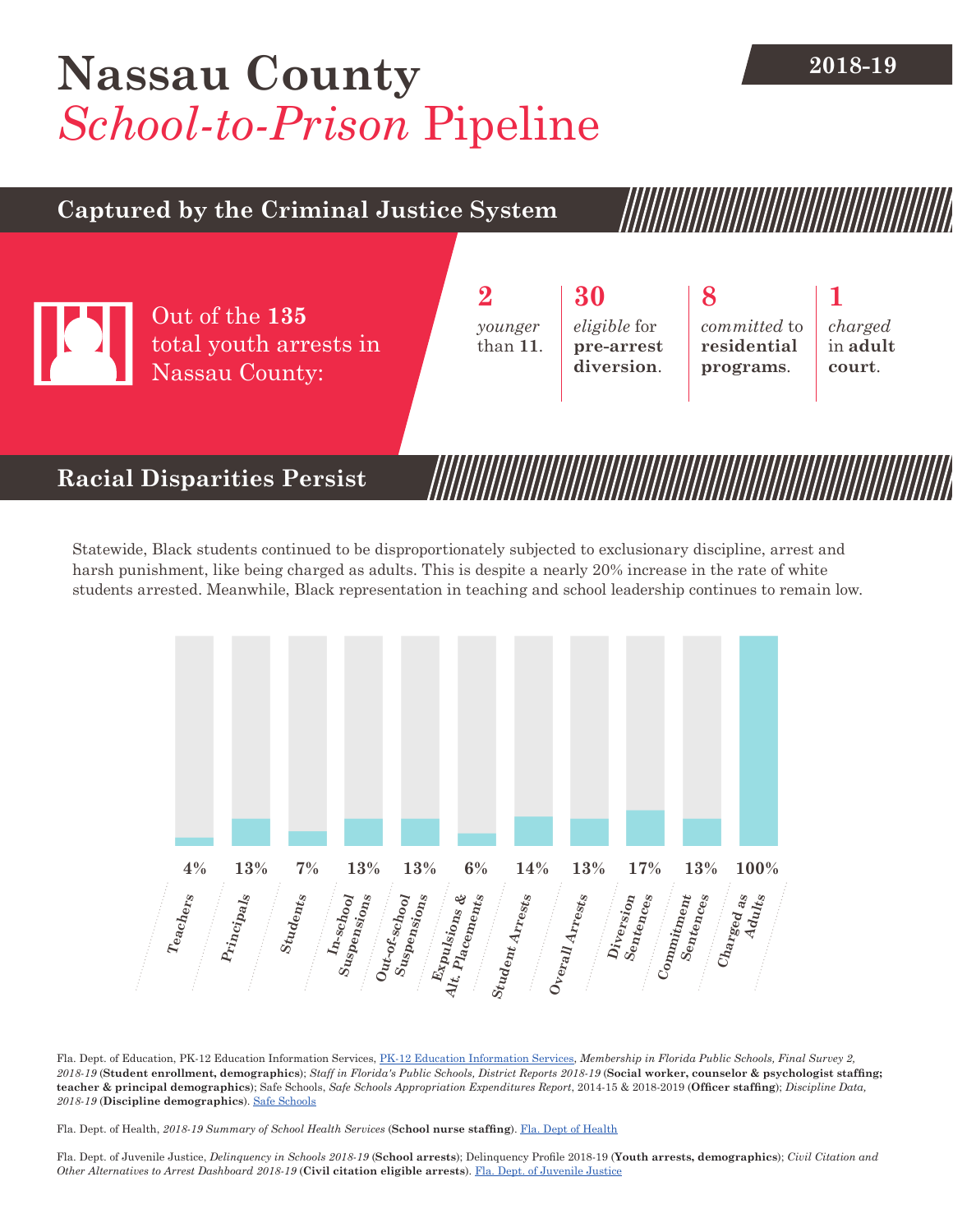# Nassau County *School-to-Prison* Pipeline

2018-19

## Captured by the Criminal Justice System

Out of the **135** total youth arrests in Nassau County:

**2** *younger* than **11**.

**30** *eligible* for **pre-arrest diversion**.

**8** *committed* to **residential programs**.

**1** *charged* in **adult court**.

## Racial Disparities Persist

Statewide, Black students continued to be disproportionately subjected to exclusionary discipline, arrest and harsh punishment, like being charged as adults. This is despite a nearly 20% increase in the rate of white students arrested. Meanwhile, Black representation in teaching and school leadership continues to remain low.

4% Teachers
13% Principals
7% Students
13% In-school Suspensions
13% Out-of-school Suspensions
6% Expulsions & Alt. Placements
14% Student Arrests
13% Overall Arrests
17% Diversion Sentences
13% Commitment Sentences
100% Charged as Adults

Fla. Dept. of Education, PK-12 Education Information Services, [PK-12 Education Information Services](), *Membership in Florida Public Schools, Final Survey 2, 2018-19* (**Student enrollment, demographics**); *Staff in Florida's Public Schools, District Reports 2018-19* (**Social worker, counselor & psychologist staffing; teacher & principal demographics**); Safe Schools, *Safe Schools Appropriation Expenditures Report*, 2014-15 & 2018-2019 (**Officer staffing**); *Discipline Data, 2018-19* (**Discipline demographics**). [Safe Schools]()

Fla. Dept. of Health, *2018-19 Summary of School Health Services* (**School nurse staffing**). [Fla. Dept of Health]()

Fla. Dept. of Juvenile Justice, *Delinquency in Schools 2018-19* (**School arrests**); Delinquency Profile 2018-19 (**Youth arrests, demographics**); *Civil Citation and Other Alternatives to Arrest Dashboard 2018-19* (**Civil citation eligible arrests**). [Fla. Dept. of Juvenile Justice]()